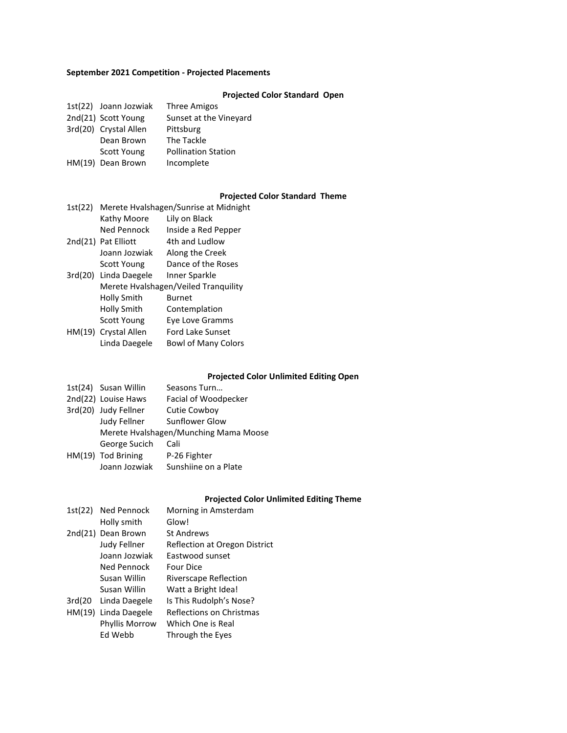**September 2021 Competition - Projected Placements**

### Projected Color Standard Open

| Place | Name | Title |
|---|---|---|
| 1st(22) | Joann Jozwiak | Three Amigos |
| 2nd(21) | Scott Young | Sunset at the Vineyard |
| 3rd(20) | Crystal Allen | Pittsburg |
| | Dean Brown | The Tackle |
| | Scott Young | Pollination Station |
| HM(19) | Dean Brown | Incomplete |

### Projected Color Standard Theme

| Place | Name | Title |
|---|---|---|
| 1st(22) | Merete Hvalshagen/Sunrise at Midnight | |
| | Kathy Moore | Lily on Black |
| | Ned Pennock | Inside a Red Pepper |
| 2nd(21) | Pat Elliott | 4th and Ludlow |
| | Joann Jozwiak | Along the Creek |
| | Scott Young | Dance of the Roses |
| 3rd(20) | Linda Daegele | Inner Sparkle |
| | Merete Hvalshagen/Veiled Tranquility | |
| | Holly Smith | Burnet |
| | Holly Smith | Contemplation |
| | Scott Young | Eye Love Gramms |
| HM(19) | Crystal Allen | Ford Lake Sunset |
| | Linda Daegele | Bowl of Many Colors |

### Projected Color Unlimited Editing Open

| Place | Name | Title |
|---|---|---|
| 1st(24) | Susan Willin | Seasons Turn… |
| 2nd(22) | Louise Haws | Facial of Woodpecker |
| 3rd(20) | Judy Fellner | Cutie Cowboy |
| | Judy Fellner | Sunflower Glow |
| | Merete Hvalshagen/Munching Mama Moose | |
| | George Sucich | Cali |
| HM(19) | Tod Brining | P-26 Fighter |
| | Joann Jozwiak | Sunshiine on a Plate |

### Projected Color Unlimited Editing Theme

| Place | Name | Title |
|---|---|---|
| 1st(22) | Ned Pennock | Morning in Amsterdam |
| | Holly smith | Glow! |
| 2nd(21) | Dean Brown | St Andrews |
| | Judy Fellner | Reflection at Oregon District |
| | Joann Jozwiak | Eastwood sunset |
| | Ned Pennock | Four Dice |
| | Susan Willin | Riverscape Reflection |
| | Susan Willin | Watt a Bright Idea! |
| 3rd(20 | Linda Daegele | Is This Rudolph's Nose? |
| HM(19) | Linda Daegele | Reflections on Christmas |
| | Phyllis Morrow | Which One is Real |
| | Ed Webb | Through the Eyes |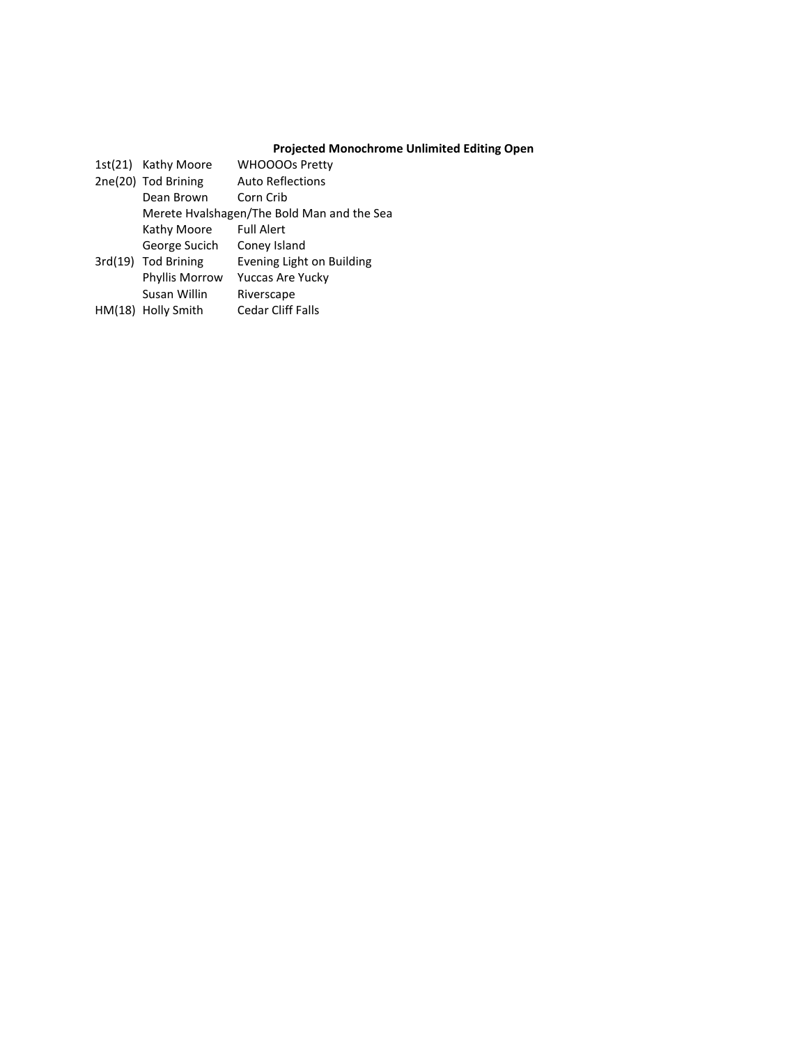**Projected Monochrome Unlimited Editing Open**

| | | |
|---|---|---|
| 1st(21) | Kathy Moore | WHOOOOs Pretty |
| 2ne(20) | Tod Brining | Auto Reflections |
| | Dean Brown | Corn Crib |
| | Merete Hvalshagen/The Bold Man and the Sea | |
| | Kathy Moore | Full Alert |
| | George Sucich | Coney Island |
| 3rd(19) | Tod Brining | Evening Light on Building |
| | Phyllis Morrow | Yuccas Are Yucky |
| | Susan Willin | Riverscape |
| HM(18) | Holly Smith | Cedar Cliff Falls |